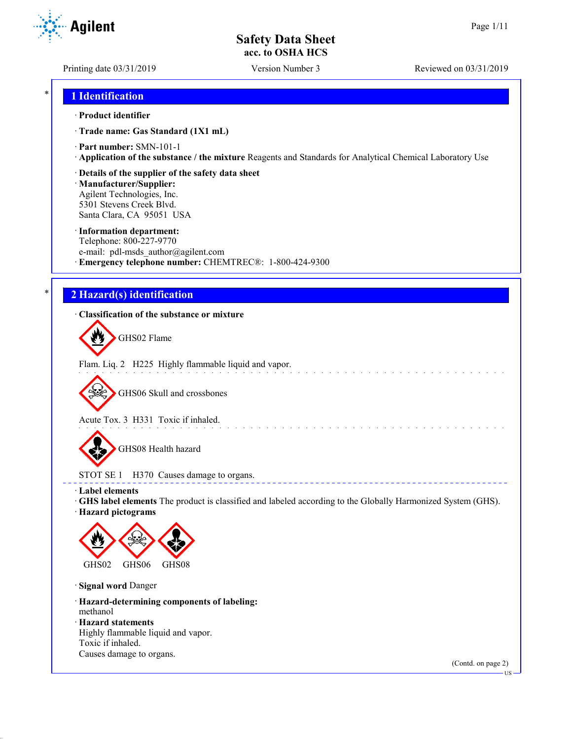# Safety Data Sheet
## acc. to OSHA HCS

Printing date 03/31/2019 | Version Number 3 | Reviewed on 03/31/2019

## 1 Identification

· **Product identifier**

· **Trade name: Gas Standard (1X1 mL)**

· **Part number:** SMN-101-1

· **Application of the substance / the mixture** Reagents and Standards for Analytical Chemical Laboratory Use

· **Details of the supplier of the safety data sheet**

· **Manufacturer/Supplier:**
Agilent Technologies, Inc.
5301 Stevens Creek Blvd.
Santa Clara, CA 95051 USA

· **Information department:**
Telephone: 800-227-9770
e-mail: pdl-msds_author@agilent.com

· **Emergency telephone number:** CHEMTREC®: 1-800-424-9300

## 2 Hazard(s) identification

· **Classification of the substance or mixture**

GHS02 Flame

Flam. Liq. 2 H225 Highly flammable liquid and vapor.

GHS06 Skull and crossbones

Acute Tox. 3 H331 Toxic if inhaled.

GHS08 Health hazard

STOT SE 1 H370 Causes damage to organs.

· **Label elements**

· **GHS label elements** The product is classified and labeled according to the Globally Harmonized System (GHS).

· **Hazard pictograms**

GHS02 GHS06 GHS08

· **Signal word** Danger

· **Hazard-determining components of labeling:**
methanol

· **Hazard statements**
Highly flammable liquid and vapor.
Toxic if inhaled.
Causes damage to organs.

(Contd. on page 2)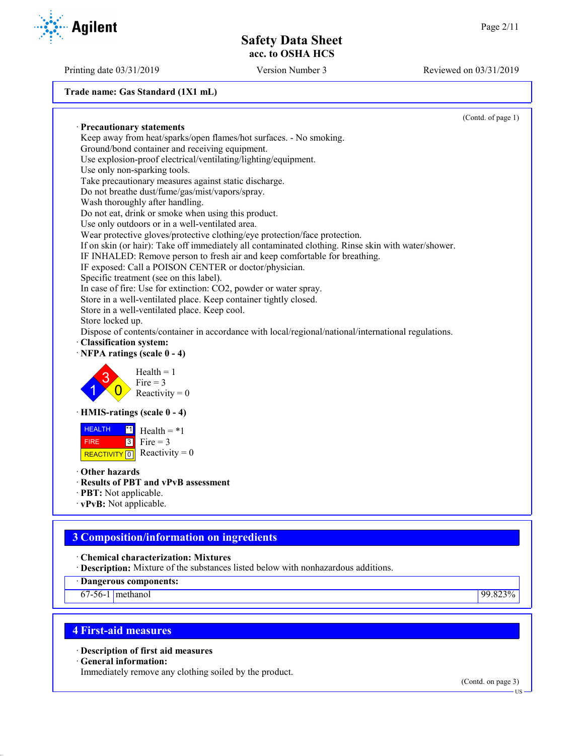**Trade name: Gas Standard (1X1 mL)**

(Contd. of page 1)

· **Precautionary statements**

Keep away from heat/sparks/open flames/hot surfaces. - No smoking.
Ground/bond container and receiving equipment.
Use explosion-proof electrical/ventilating/lighting/equipment.
Use only non-sparking tools.
Take precautionary measures against static discharge.
Do not breathe dust/fume/gas/mist/vapors/spray.
Wash thoroughly after handling.
Do not eat, drink or smoke when using this product.
Use only outdoors or in a well-ventilated area.
Wear protective gloves/protective clothing/eye protection/face protection.
If on skin (or hair): Take off immediately all contaminated clothing. Rinse skin with water/shower.
IF INHALED: Remove person to fresh air and keep comfortable for breathing.
IF exposed: Call a POISON CENTER or doctor/physician.
Specific treatment (see on this label).
In case of fire: Use for extinction: $CO_2$, powder or water spray.
Store in a well-ventilated place. Keep container tightly closed.
Store in a well-ventilated place. Keep cool.
Store locked up.
Dispose of contents/container in accordance with local/regional/national/international regulations.

· **Classification system:**

· **NFPA ratings (scale 0 - 4)**

Health = 1
Fire = 3
Reactivity = 0

· **HMIS-ratings (scale 0 - 4)**

| | | |
|---|---|---|
| HEALTH | *1 | Health = *1 |
| FIRE | 3 | Fire = 3 |
| REACTIVITY | 0 | Reactivity = 0 |

· **Other hazards**

· **Results of PBT and vPvB assessment**

· **PBT:** Not applicable.

· **vPvB:** Not applicable.

## 3 Composition/information on ingredients

· **Chemical characterization: Mixtures**

· **Description:** Mixture of the substances listed below with nonhazardous additions.

· **Dangerous components:**

| | | |
|---|---|---|
| 67-56-1 | methanol | 99.823% |

## 4 First-aid measures

· **Description of first aid measures**

· **General information:**

Immediately remove any clothing soiled by the product.

(Contd. on page 3)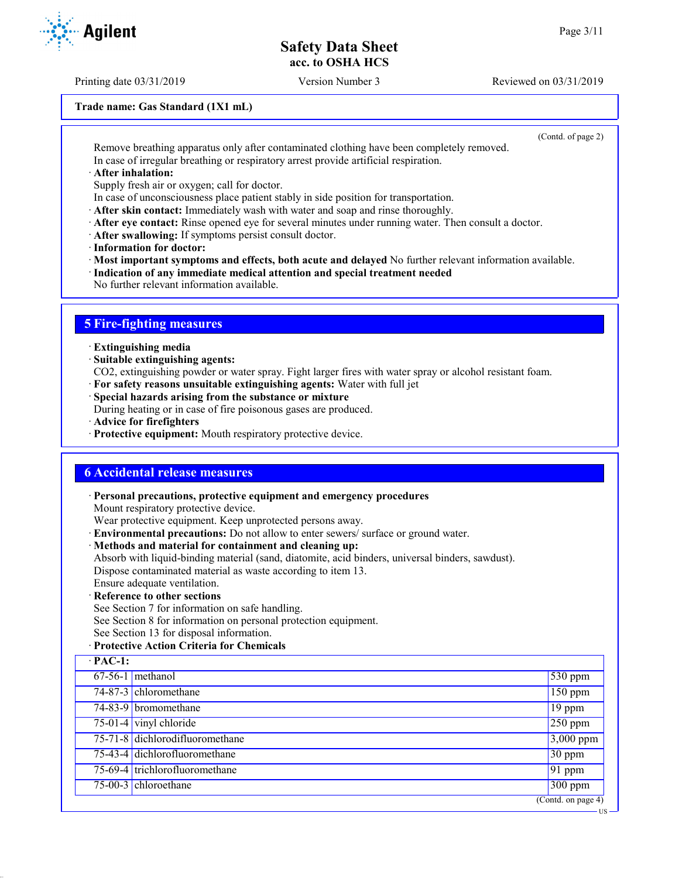Trade name: Gas Standard (1X1 mL)

(Contd. of page 2)

Remove breathing apparatus only after contaminated clothing have been completely removed.
In case of irregular breathing or respiratory arrest provide artificial respiration.

· **After inhalation:**
Supply fresh air or oxygen; call for doctor.
In case of unconsciousness place patient stably in side position for transportation.
· **After skin contact:** Immediately wash with water and soap and rinse thoroughly.
· **After eye contact:** Rinse opened eye for several minutes under running water. Then consult a doctor.
· **After swallowing:** If symptoms persist consult doctor.
· **Information for doctor:**
· **Most important symptoms and effects, both acute and delayed** No further relevant information available.
· **Indication of any immediate medical attention and special treatment needed**
No further relevant information available.

## 5 Fire-fighting measures

· **Extinguishing media**
· **Suitable extinguishing agents:**
$CO_2$, extinguishing powder or water spray. Fight larger fires with water spray or alcohol resistant foam.
· **For safety reasons unsuitable extinguishing agents:** Water with full jet
· **Special hazards arising from the substance or mixture**
During heating or in case of fire poisonous gases are produced.
· **Advice for firefighters**
· **Protective equipment:** Mouth respiratory protective device.

## 6 Accidental release measures

· **Personal precautions, protective equipment and emergency procedures**
Mount respiratory protective device.
Wear protective equipment. Keep unprotected persons away.
· **Environmental precautions:** Do not allow to enter sewers/ surface or ground water.
· **Methods and material for containment and cleaning up:**
Absorb with liquid-binding material (sand, diatomite, acid binders, universal binders, sawdust).
Dispose contaminated material as waste according to item 13.
Ensure adequate ventilation.
· **Reference to other sections**
See Section 7 for information on safe handling.
See Section 8 for information on personal protection equipment.
See Section 13 for disposal information.
· **Protective Action Criteria for Chemicals**

| · **PAC-1:** | | |
|---|---|---|
| 67-56-1 | methanol | 530 ppm |
| 74-87-3 | chloromethane | 150 ppm |
| 74-83-9 | bromomethane | 19 ppm |
| 75-01-4 | vinyl chloride | 250 ppm |
| 75-71-8 | dichlorodifluoromethane | 3,000 ppm |
| 75-43-4 | dichlorofluoromethane | 30 ppm |
| 75-69-4 | trichlorofluoromethane | 91 ppm |
| 75-00-3 | chloroethane | 300 ppm |

(Contd. on page 4)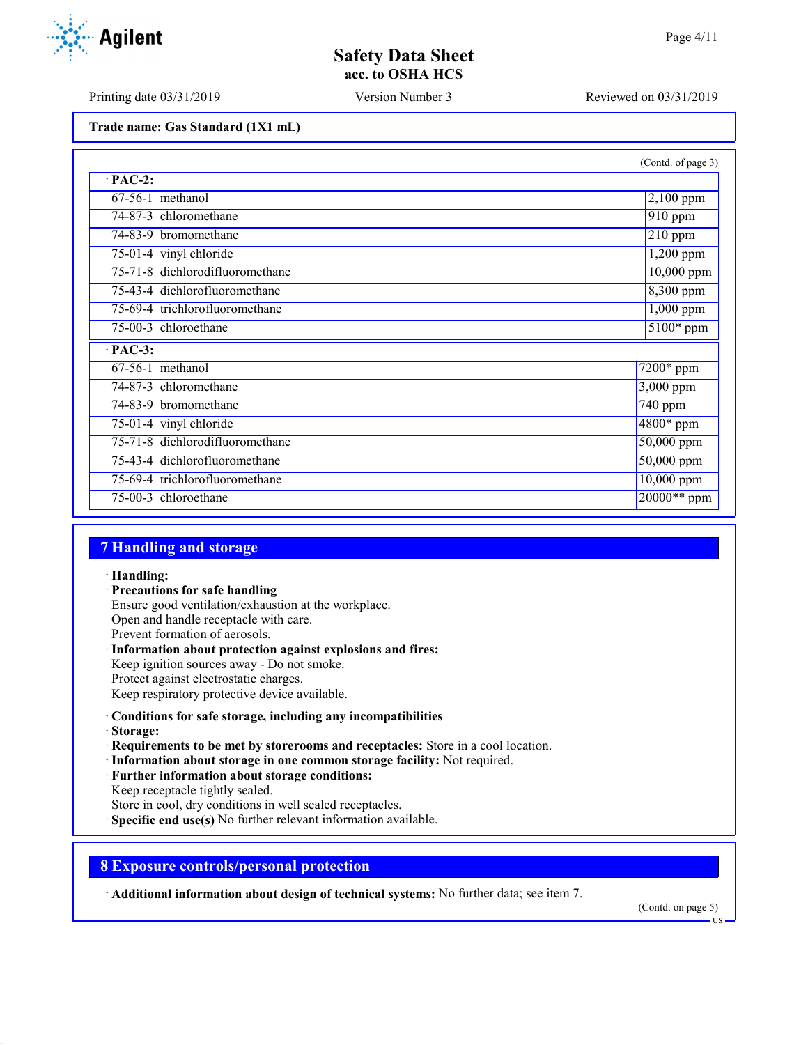Trade name: Gas Standard (1X1 mL)

(Contd. of page 3)

· **PAC-2:**

| | | |
|---|---|---|
| 67-56-1 | methanol | 2,100 ppm |
| 74-87-3 | chloromethane | 910 ppm |
| 74-83-9 | bromomethane | 210 ppm |
| 75-01-4 | vinyl chloride | 1,200 ppm |
| 75-71-8 | dichlorodifluoromethane | 10,000 ppm |
| 75-43-4 | dichlorofluoromethane | 8,300 ppm |
| 75-69-4 | trichlorofluoromethane | 1,000 ppm |
| 75-00-3 | chloroethane | 5100* ppm |

· **PAC-3:**

| | | |
|---|---|---|
| 67-56-1 | methanol | 7200* ppm |
| 74-87-3 | chloromethane | 3,000 ppm |
| 74-83-9 | bromomethane | 740 ppm |
| 75-01-4 | vinyl chloride | 4800* ppm |
| 75-71-8 | dichlorodifluoromethane | 50,000 ppm |
| 75-43-4 | dichlorofluoromethane | 50,000 ppm |
| 75-69-4 | trichlorofluoromethane | 10,000 ppm |
| 75-00-3 | chloroethane | 20000** ppm |

## 7 Handling and storage

· **Handling:**
· **Precautions for safe handling**
Ensure good ventilation/exhaustion at the workplace.
Open and handle receptacle with care.
Prevent formation of aerosols.
· **Information about protection against explosions and fires:**
Keep ignition sources away - Do not smoke.
Protect against electrostatic charges.
Keep respiratory protective device available.

· **Conditions for safe storage, including any incompatibilities**
· **Storage:**
· **Requirements to be met by storerooms and receptacles:** Store in a cool location.
· **Information about storage in one common storage facility:** Not required.
· **Further information about storage conditions:**
Keep receptacle tightly sealed.
Store in cool, dry conditions in well sealed receptacles.
· **Specific end use(s)** No further relevant information available.

## 8 Exposure controls/personal protection

· **Additional information about design of technical systems:** No further data; see item 7.

(Contd. on page 5)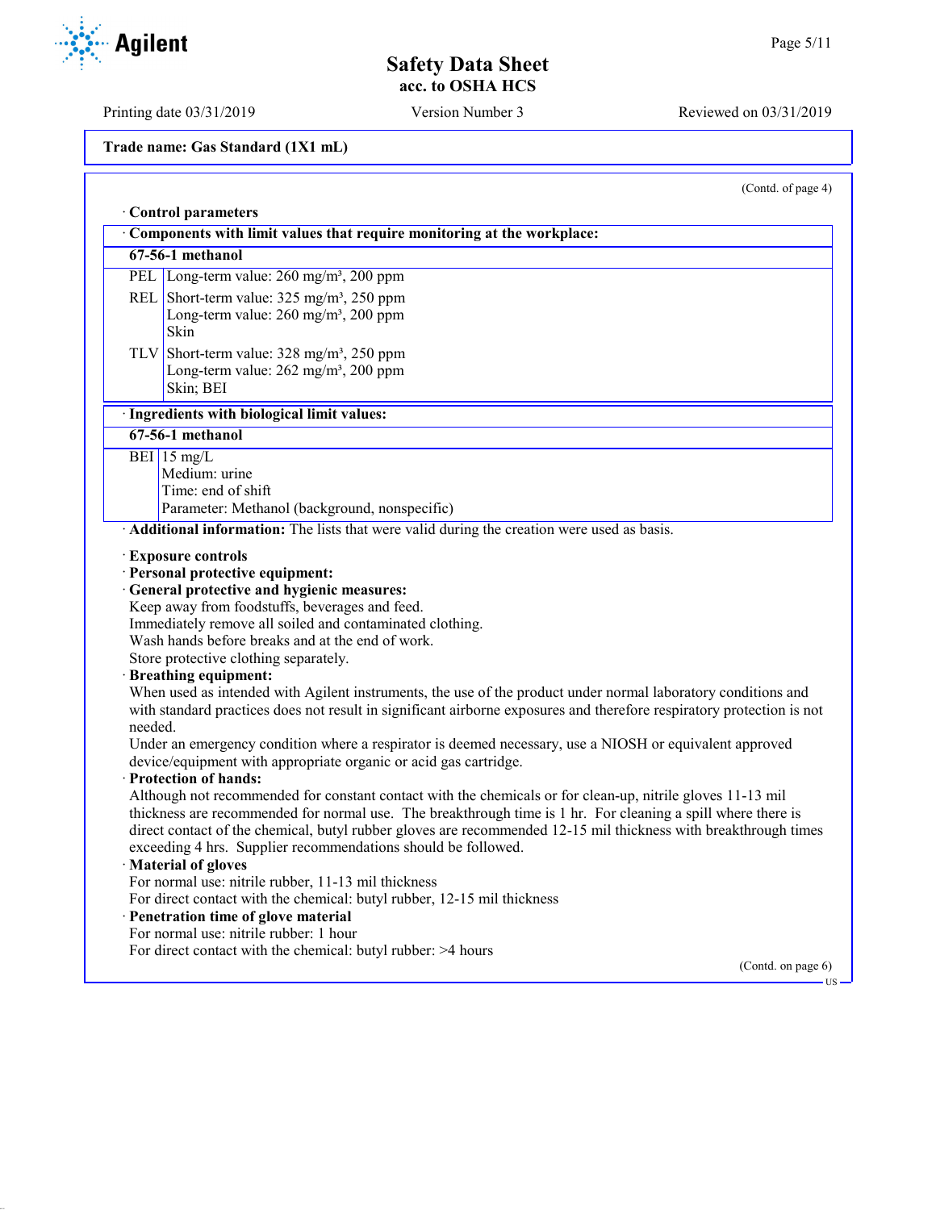Trade name: Gas Standard (1X1 mL)

(Contd. of page 4)

· **Control parameters**

| · **Components with limit values that require monitoring at the workplace:** | |
|---|---|
| **67-56-1 methanol** | |
| PEL | Long-term value: 260 mg/m³, 200 ppm |
| REL | Short-term value: 325 mg/m³, 250 ppm<br>Long-term value: 260 mg/m³, 200 ppm<br>Skin |
| TLV | Short-term value: 328 mg/m³, 250 ppm<br>Long-term value: 262 mg/m³, 200 ppm<br>Skin; BEI |

| · **Ingredients with biological limit values:** | |
|---|---|
| **67-56-1 methanol** | |
| BEI | 15 mg/L<br>Medium: urine<br>Time: end of shift<br>Parameter: Methanol (background, nonspecific) |

· **Additional information:** The lists that were valid during the creation were used as basis.

· **Exposure controls**
· **Personal protective equipment:**
· **General protective and hygienic measures:**
Keep away from foodstuffs, beverages and feed.
Immediately remove all soiled and contaminated clothing.
Wash hands before breaks and at the end of work.
Store protective clothing separately.
· **Breathing equipment:**
When used as intended with Agilent instruments, the use of the product under normal laboratory conditions and with standard practices does not result in significant airborne exposures and therefore respiratory protection is not needed.
Under an emergency condition where a respirator is deemed necessary, use a NIOSH or equivalent approved device/equipment with appropriate organic or acid gas cartridge.
· **Protection of hands:**
Although not recommended for constant contact with the chemicals or for clean-up, nitrile gloves 11-13 mil thickness are recommended for normal use. The breakthrough time is 1 hr. For cleaning a spill where there is direct contact of the chemical, butyl rubber gloves are recommended 12-15 mil thickness with breakthrough times exceeding 4 hrs. Supplier recommendations should be followed.
· **Material of gloves**
For normal use: nitrile rubber, 11-13 mil thickness
For direct contact with the chemical: butyl rubber, 12-15 mil thickness
· **Penetration time of glove material**
For normal use: nitrile rubber: 1 hour
For direct contact with the chemical: butyl rubber: >4 hours

(Contd. on page 6)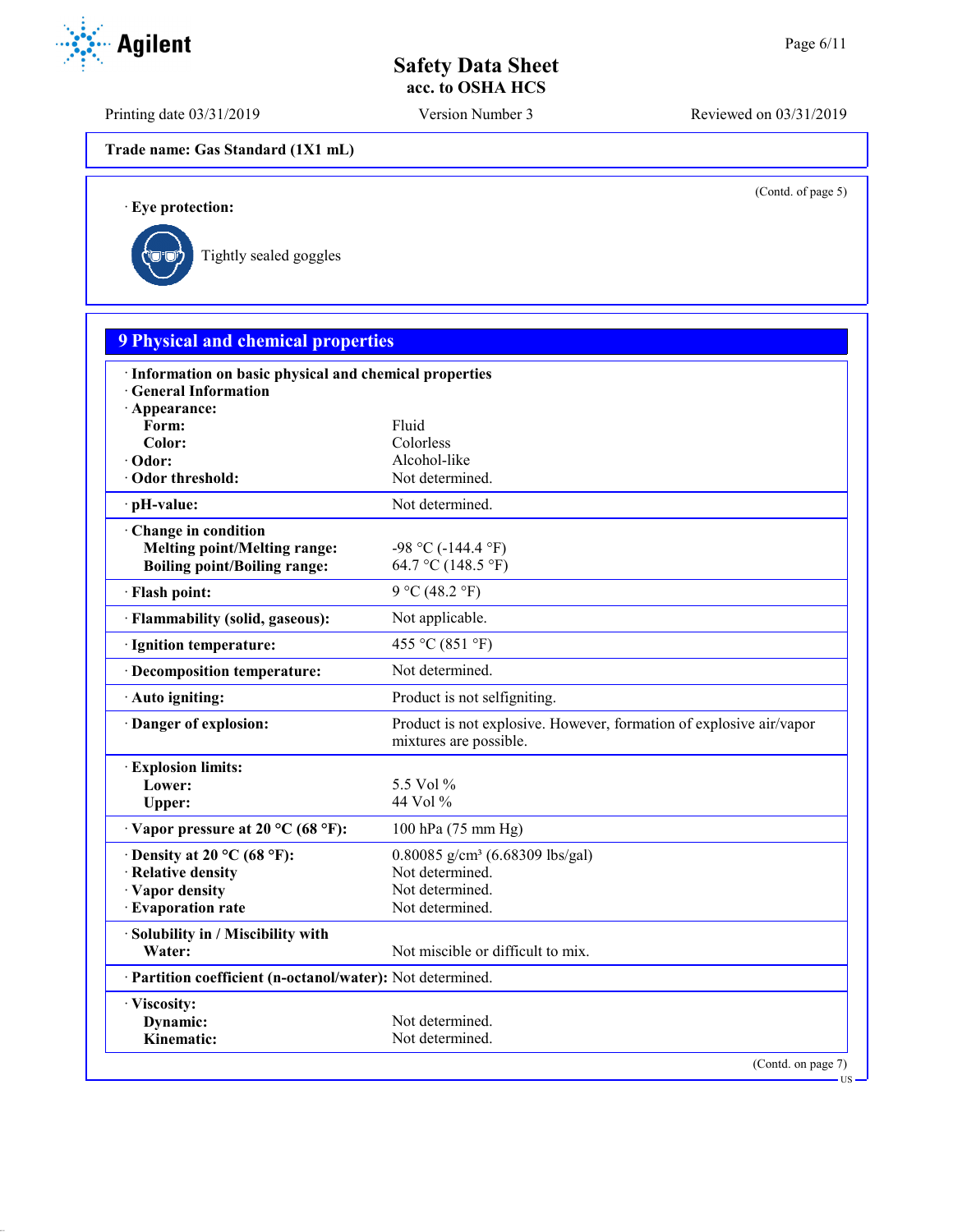# Safety Data Sheet
## acc. to OSHA HCS

Printing date 03/31/2019 | Version Number 3 | Reviewed on 03/31/2019

**Trade name: Gas Standard (1X1 mL)**

(Contd. of page 5)

· **Eye protection:**

Tightly sealed goggles

## 9 Physical and chemical properties

| | |
|---|---|
| · **Information on basic physical and chemical properties** | |
| · **General Information** | |
| · **Appearance:** | |
| **Form:** | Fluid |
| **Color:** | Colorless |
| · **Odor:** | Alcohol-like |
| · **Odor threshold:** | Not determined. |
| · **pH-value:** | Not determined. |
| · **Change in condition** | |
| **Melting point/Melting range:** | -98 °C (-144.4 °F) |
| **Boiling point/Boiling range:** | 64.7 °C (148.5 °F) |
| · **Flash point:** | 9 °C (48.2 °F) |
| · **Flammability (solid, gaseous):** | Not applicable. |
| · **Ignition temperature:** | 455 °C (851 °F) |
| · **Decomposition temperature:** | Not determined. |
| · **Auto igniting:** | Product is not selfigniting. |
| · **Danger of explosion:** | Product is not explosive. However, formation of explosive air/vapor mixtures are possible. |
| · **Explosion limits:** | |
| **Lower:** | 5.5 Vol % |
| **Upper:** | 44 Vol % |
| · **Vapor pressure at 20 °C (68 °F):** | 100 hPa (75 mm Hg) |
| · **Density at 20 °C (68 °F):** | 0.80085 g/cm³ (6.68309 lbs/gal) |
| · **Relative density** | Not determined. |
| · **Vapor density** | Not determined. |
| · **Evaporation rate** | Not determined. |
| · **Solubility in / Miscibility with** | |
| **Water:** | Not miscible or difficult to mix. |
| · **Partition coefficient (n-octanol/water):** | Not determined. |
| · **Viscosity:** | |
| **Dynamic:** | Not determined. |
| **Kinematic:** | Not determined. |

(Contd. on page 7)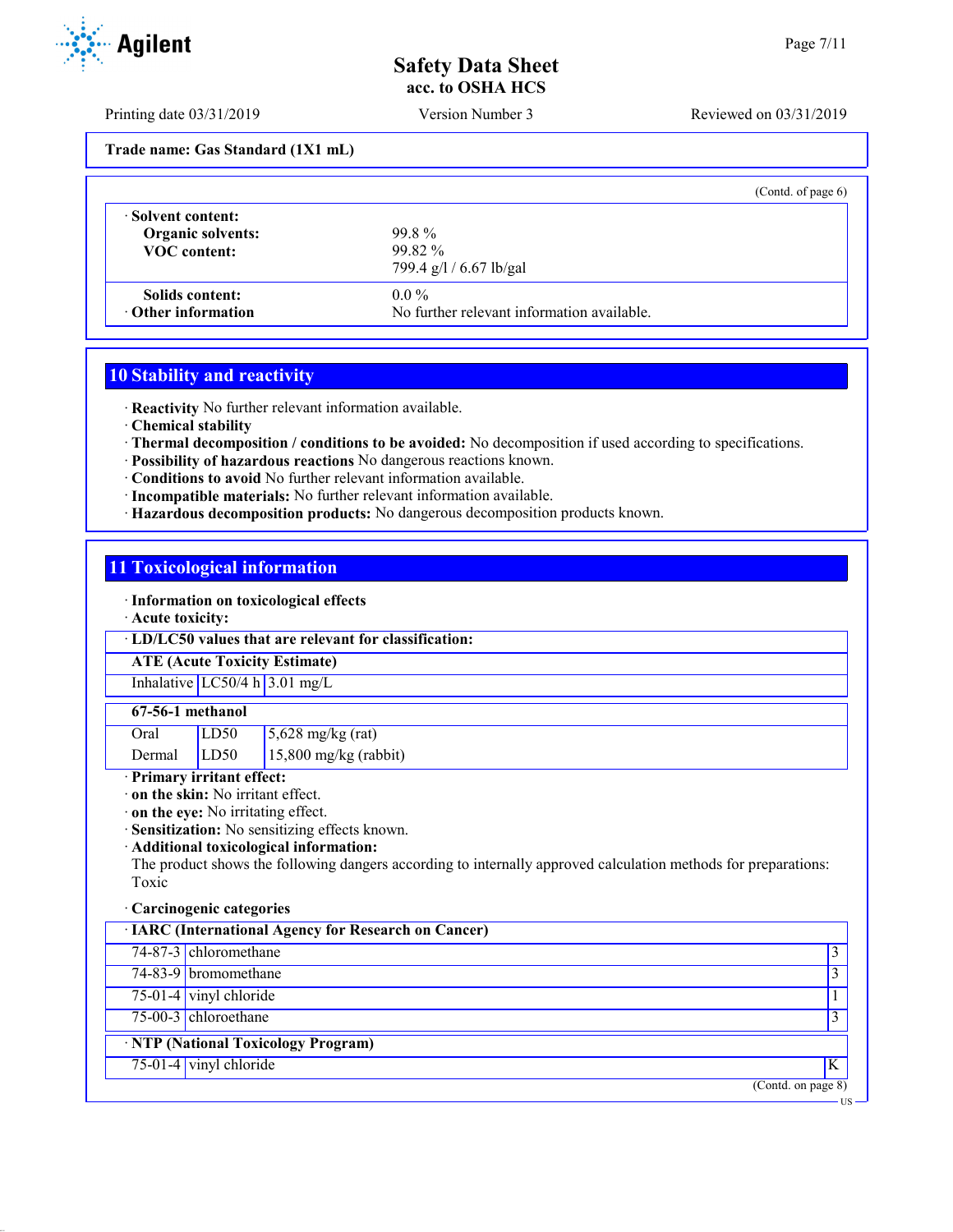**Trade name: Gas Standard (1X1 mL)**

(Contd. of page 6)

| | |
|---|---|
| · **Solvent content:** | |
| **Organic solvents:** | 99.8 % |
| **VOC content:** | 99.82 % |
| | 799.4 g/l / 6.67 lb/gal |
| **Solids content:** | 0.0 % |
| · **Other information** | No further relevant information available. |

## 10 Stability and reactivity

· **Reactivity** No further relevant information available.
· **Chemical stability**
· **Thermal decomposition / conditions to be avoided:** No decomposition if used according to specifications.
· **Possibility of hazardous reactions** No dangerous reactions known.
· **Conditions to avoid** No further relevant information available.
· **Incompatible materials:** No further relevant information available.
· **Hazardous decomposition products:** No dangerous decomposition products known.

## 11 Toxicological information

· **Information on toxicological effects**
· **Acute toxicity:**

· **LD/LC50 values that are relevant for classification:**

| **ATE (Acute Toxicity Estimate)** | | |
|---|---|---|
| Inhalative | LC50/4 h | 3.01 mg/L |

| **67-56-1 methanol** | | |
|---|---|---|
| Oral | LD50 | 5,628 mg/kg (rat) |
| Dermal | LD50 | 15,800 mg/kg (rabbit) |

· **Primary irritant effect:**
· **on the skin:** No irritant effect.
· **on the eye:** No irritating effect.
· **Sensitization:** No sensitizing effects known.
· **Additional toxicological information:**
The product shows the following dangers according to internally approved calculation methods for preparations:
Toxic

· **Carcinogenic categories**

| · **IARC (International Agency for Research on Cancer)** | | |
|---|---|---|
| 74-87-3 | chloromethane | 3 |
| 74-83-9 | bromomethane | 3 |
| 75-01-4 | vinyl chloride | 1 |
| 75-00-3 | chloroethane | 3 |

| · **NTP (National Toxicology Program)** | | |
|---|---|---|
| 75-01-4 | vinyl chloride | K |

(Contd. on page 8)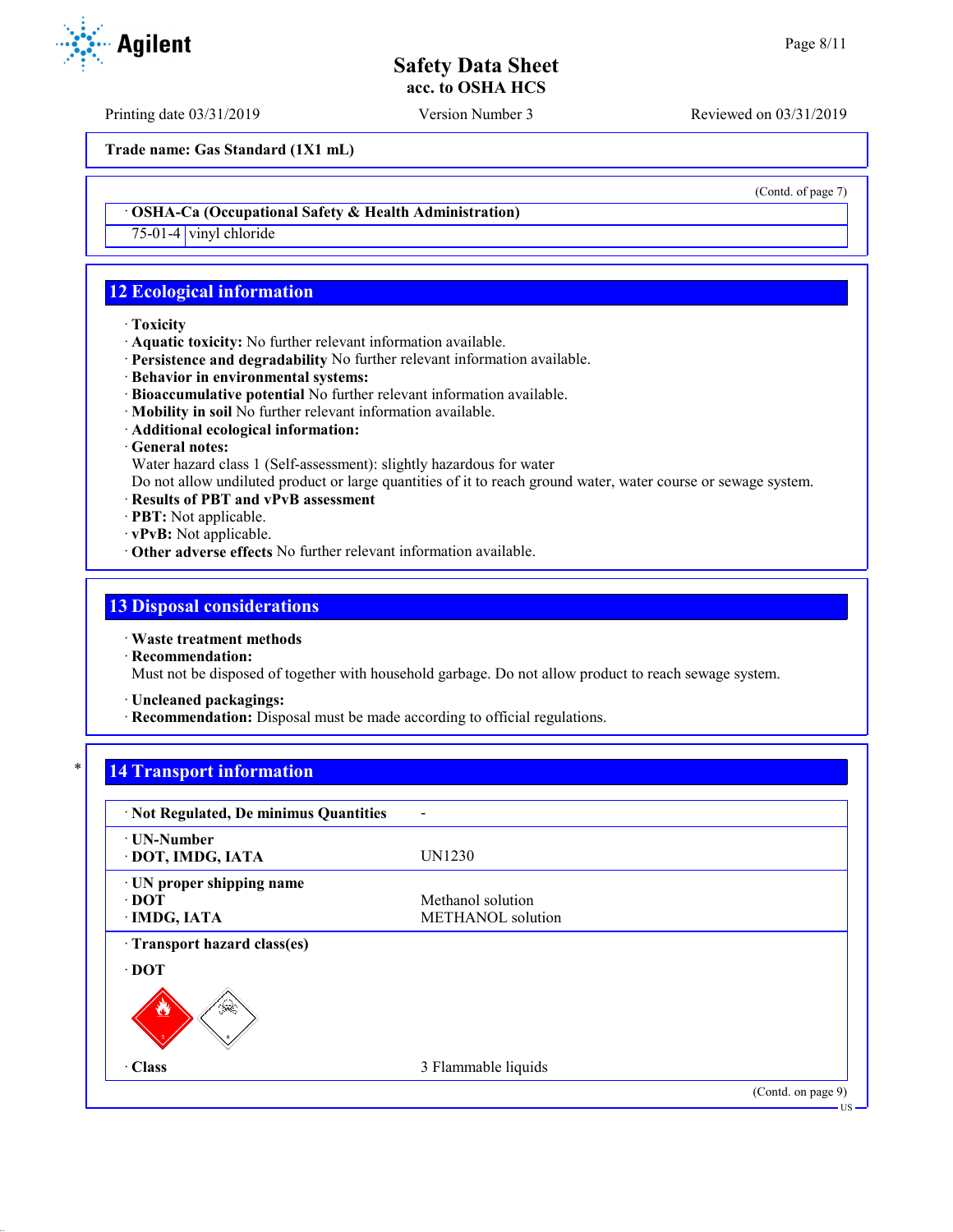Trade name: Gas Standard (1X1 mL)

(Contd. of page 7)

| · OSHA-Ca (Occupational Safety & Health Administration) | |
|---|---|
| 75-01-4 | vinyl chloride |

## 12 Ecological information

· **Toxicity**
· **Aquatic toxicity:** No further relevant information available.
· **Persistence and degradability** No further relevant information available.
· **Behavior in environmental systems:**
· **Bioaccumulative potential** No further relevant information available.
· **Mobility in soil** No further relevant information available.
· **Additional ecological information:**
· **General notes:**
Water hazard class 1 (Self-assessment): slightly hazardous for water
Do not allow undiluted product or large quantities of it to reach ground water, water course or sewage system.
· **Results of PBT and vPvB assessment**
· **PBT:** Not applicable.
· **vPvB:** Not applicable.
· **Other adverse effects** No further relevant information available.

## 13 Disposal considerations

· **Waste treatment methods**
· **Recommendation:**
Must not be disposed of together with household garbage. Do not allow product to reach sewage system.

· **Uncleaned packagings:**
· **Recommendation:** Disposal must be made according to official regulations.

## 14 Transport information

| | |
|---|---|
| · **Not Regulated, De minimus Quantities** | - |
| · **UN-Number**<br>· **DOT, IMDG, IATA** | UN1230 |
| · **UN proper shipping name**<br>· **DOT**<br>· **IMDG, IATA** | <br>Methanol solution<br>METHANOL solution |
| · **Transport hazard class(es)**<br>· **DOT** | |
| · **Class** | 3 Flammable liquids |

(Contd. on page 9)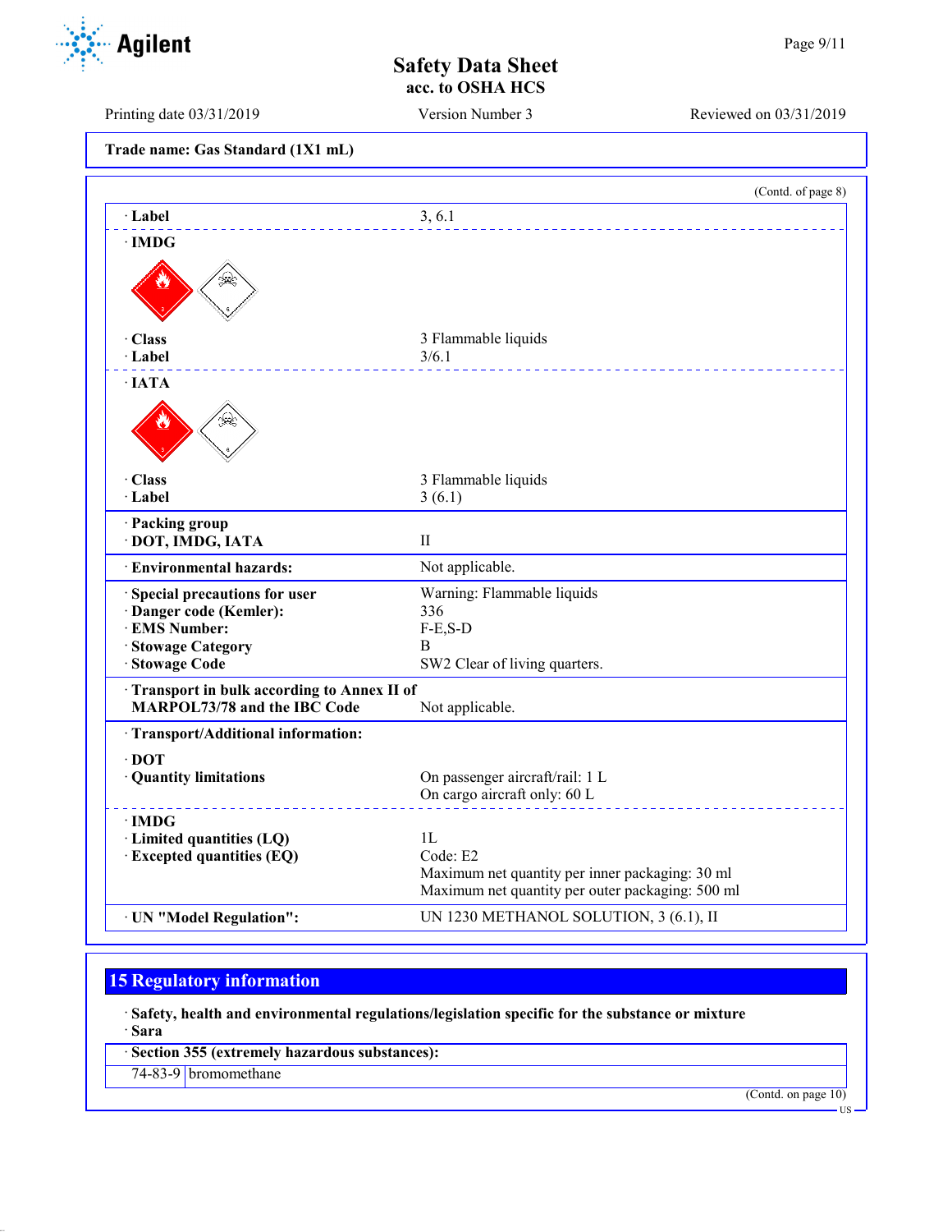Trade name: Gas Standard (1X1 mL)

(Contd. of page 8)

· **Label** 3, 6.1

· **IMDG**

· **Class** 3 Flammable liquids
· **Label** 3/6.1

· **IATA**

· **Class** 3 Flammable liquids
· **Label** 3 (6.1)

· **Packing group**
· **DOT, IMDG, IATA** II

· **Environmental hazards:** Not applicable.

· **Special precautions for user** Warning: Flammable liquids
· **Danger code (Kemler):** 336
· **EMS Number:** F-E,S-D
· **Stowage Category** B
· **Stowage Code** SW2 Clear of living quarters.

· **Transport in bulk according to Annex II of MARPOL73/78 and the IBC Code** Not applicable.

· **Transport/Additional information:**

· **DOT**
· **Quantity limitations** On passenger aircraft/rail: 1 L
On cargo aircraft only: 60 L

· **IMDG**
· **Limited quantities (LQ)** 1L
· **Excepted quantities (EQ)** Code: E2
Maximum net quantity per inner packaging: 30 ml
Maximum net quantity per outer packaging: 500 ml

· **UN "Model Regulation":** UN 1230 METHANOL SOLUTION, 3 (6.1), II

## 15 Regulatory information

· **Safety, health and environmental regulations/legislation specific for the substance or mixture**
· **Sara**

· **Section 355 (extremely hazardous substances):**

| 74-83-9 | bromomethane |
|---|---|

(Contd. on page 10)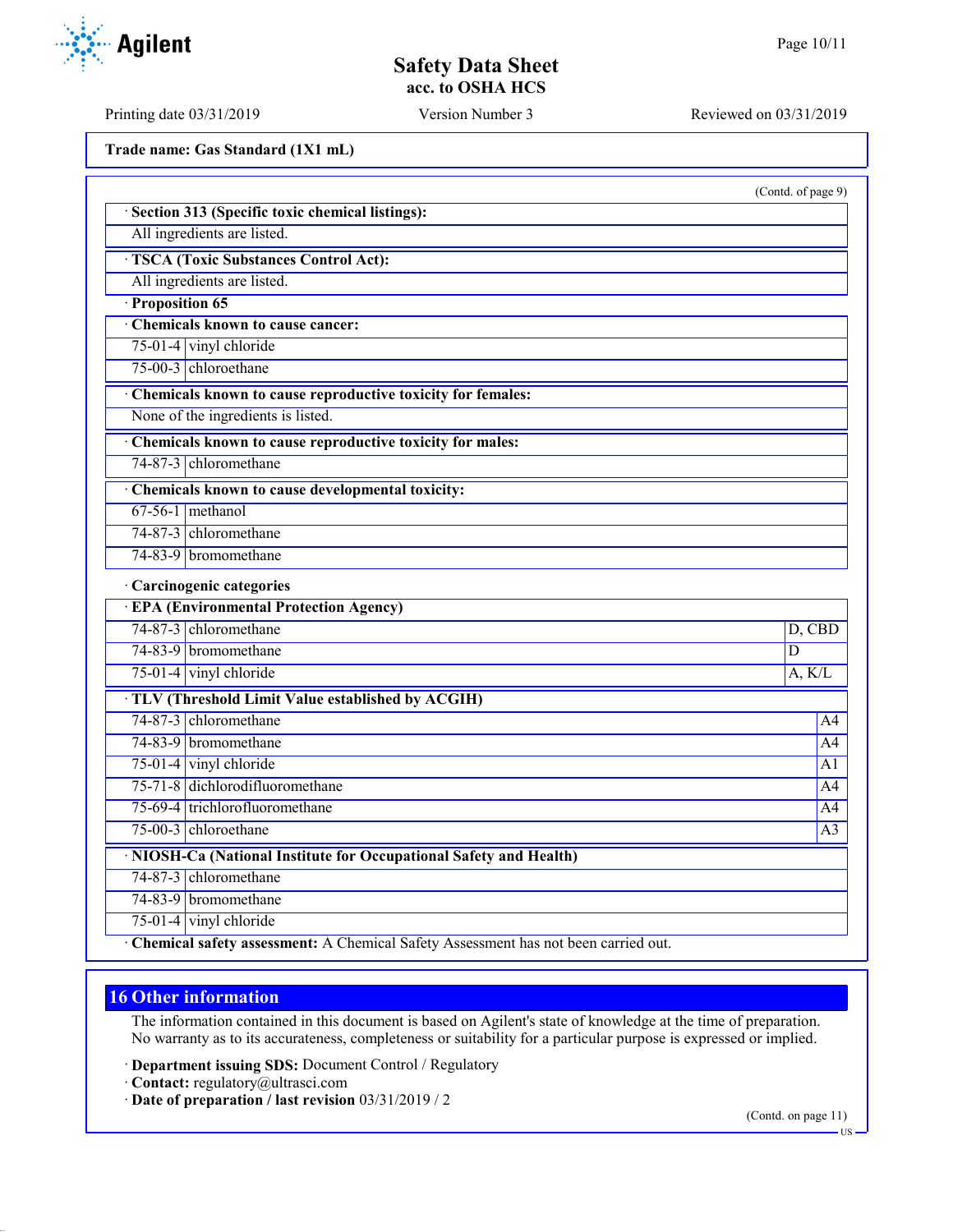Trade name: Gas Standard (1X1 mL)

(Contd. of page 9)

· **Section 313 (Specific toxic chemical listings):**

All ingredients are listed.

· **TSCA (Toxic Substances Control Act):**

All ingredients are listed.

· **Proposition 65**

· **Chemicals known to cause cancer:**

| | |
|---|---|
| 75-01-4 | vinyl chloride |
| 75-00-3 | chloroethane |

· **Chemicals known to cause reproductive toxicity for females:**

None of the ingredients is listed.

· **Chemicals known to cause reproductive toxicity for males:**

| | |
|---|---|
| 74-87-3 | chloromethane |

· **Chemicals known to cause developmental toxicity:**

| | |
|---|---|
| 67-56-1 | methanol |
| 74-87-3 | chloromethane |
| 74-83-9 | bromomethane |

· **Carcinogenic categories**

· **EPA (Environmental Protection Agency)**

| | | |
|---|---|---|
| 74-87-3 | chloromethane | D, CBD |
| 74-83-9 | bromomethane | D |
| 75-01-4 | vinyl chloride | A, K/L |

· **TLV (Threshold Limit Value established by ACGIH)**

| | | |
|---|---|---|
| 74-87-3 | chloromethane | A4 |
| 74-83-9 | bromomethane | A4 |
| 75-01-4 | vinyl chloride | A1 |
| 75-71-8 | dichlorodifluoromethane | A4 |
| 75-69-4 | trichlorofluoromethane | A4 |
| 75-00-3 | chloroethane | A3 |

· **NIOSH-Ca (National Institute for Occupational Safety and Health)**

| | |
|---|---|
| 74-87-3 | chloromethane |
| 74-83-9 | bromomethane |
| 75-01-4 | vinyl chloride |

· **Chemical safety assessment:** A Chemical Safety Assessment has not been carried out.

## 16 Other information

The information contained in this document is based on Agilent's state of knowledge at the time of preparation. No warranty as to its accurateness, completeness or suitability for a particular purpose is expressed or implied.

· **Department issuing SDS:** Document Control / Regulatory

· **Contact:** regulatory@ultrasci.com

· **Date of preparation / last revision** 03/31/2019 / 2

(Contd. on page 11)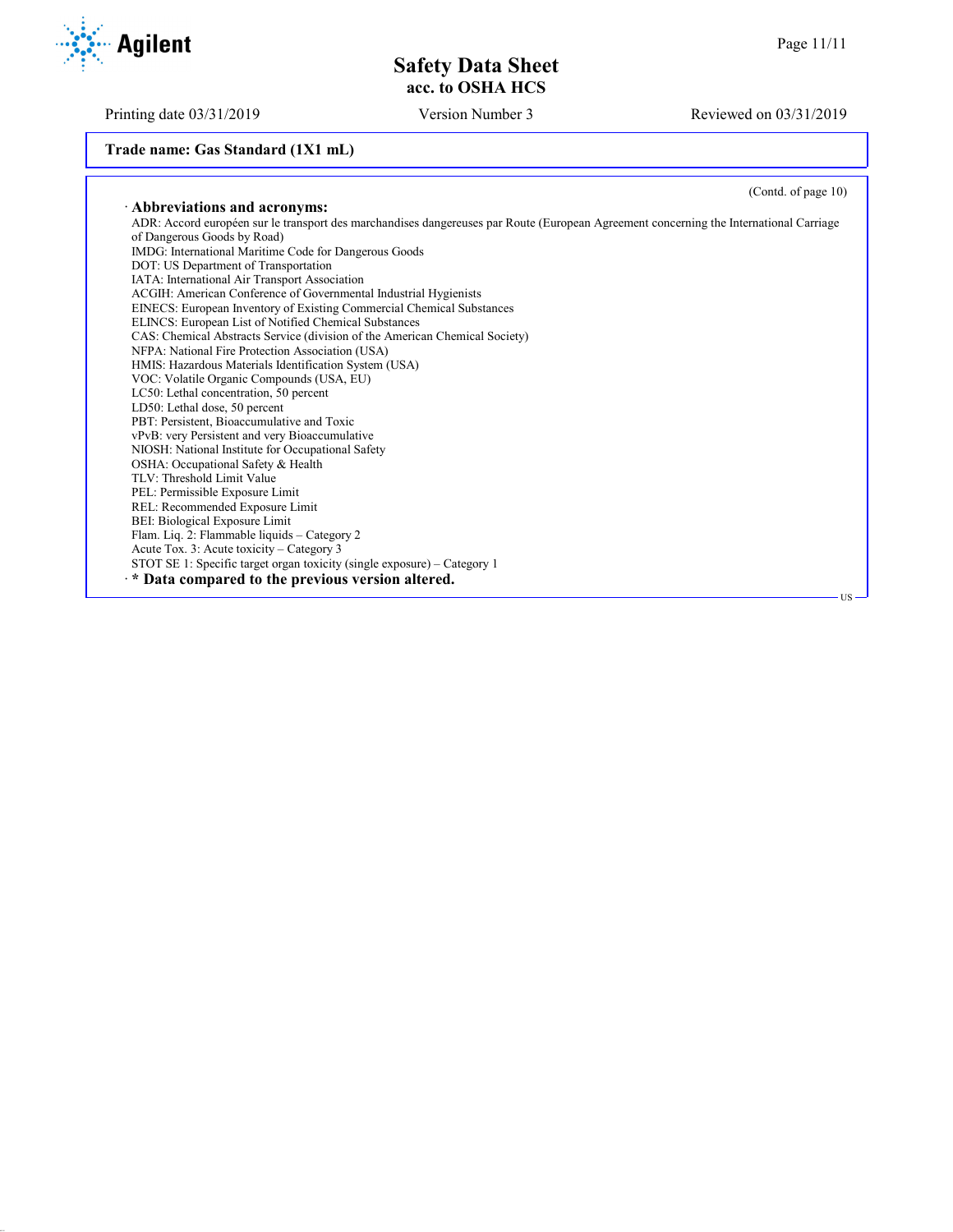**Trade name: Gas Standard (1X1 mL)**

(Contd. of page 10)

· **Abbreviations and acronyms:**

ADR: Accord européen sur le transport des marchandises dangereuses par Route (European Agreement concerning the International Carriage of Dangerous Goods by Road)
IMDG: International Maritime Code for Dangerous Goods
DOT: US Department of Transportation
IATA: International Air Transport Association
ACGIH: American Conference of Governmental Industrial Hygienists
EINECS: European Inventory of Existing Commercial Chemical Substances
ELINCS: European List of Notified Chemical Substances
CAS: Chemical Abstracts Service (division of the American Chemical Society)
NFPA: National Fire Protection Association (USA)
HMIS: Hazardous Materials Identification System (USA)
VOC: Volatile Organic Compounds (USA, EU)
LC50: Lethal concentration, 50 percent
LD50: Lethal dose, 50 percent
PBT: Persistent, Bioaccumulative and Toxic
vPvB: very Persistent and very Bioaccumulative
NIOSH: National Institute for Occupational Safety
OSHA: Occupational Safety & Health
TLV: Threshold Limit Value
PEL: Permissible Exposure Limit
REL: Recommended Exposure Limit
BEI: Biological Exposure Limit
Flam. Liq. 2: Flammable liquids – Category 2
Acute Tox. 3: Acute toxicity – Category 3
STOT SE 1: Specific target organ toxicity (single exposure) – Category 1

· **\* Data compared to the previous version altered.**

US